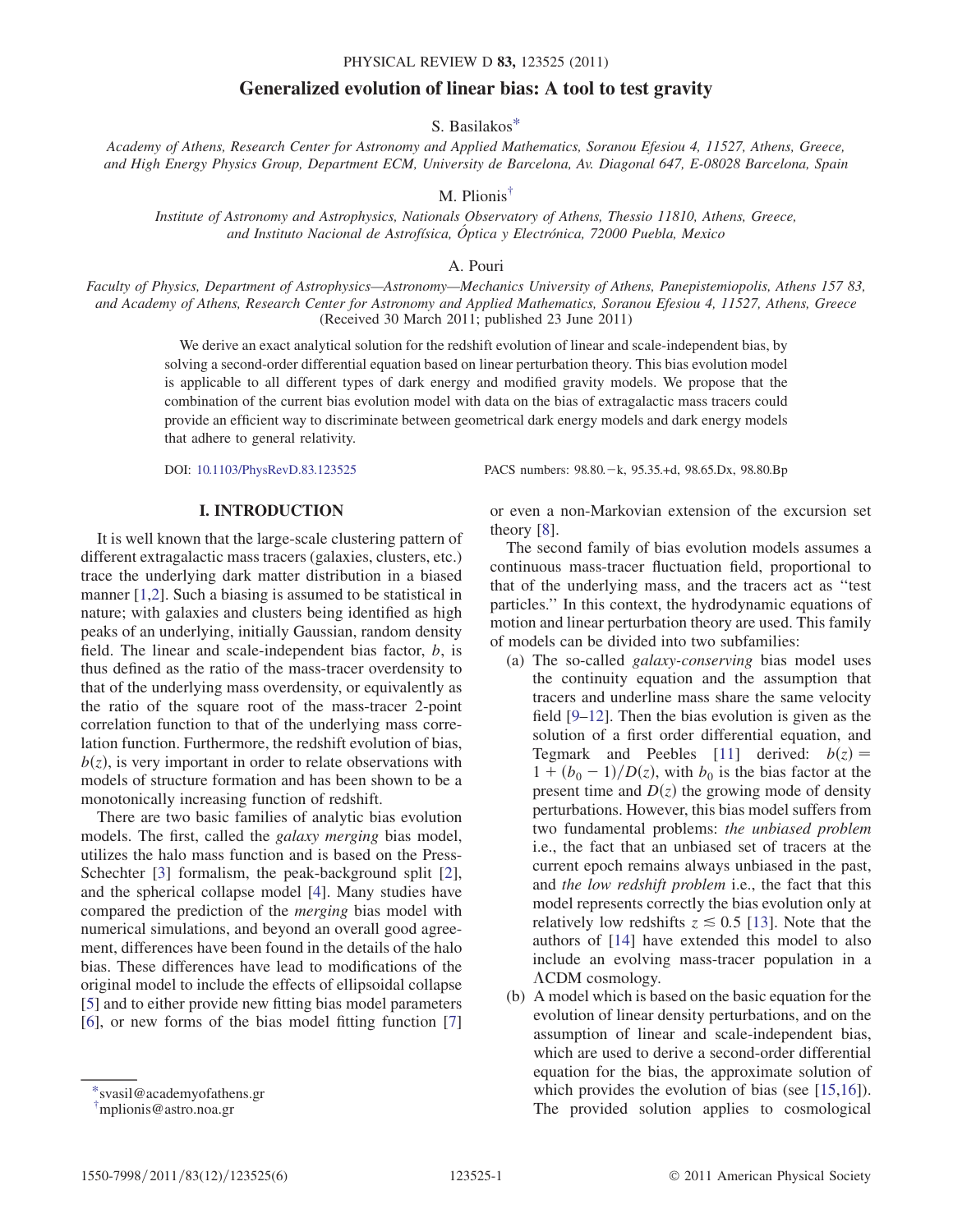# Generalized evolution of linear bias: A tool to test gravity

S. Basilakos[*]

*Academy of Athens, Research Center for Astronomy and Applied Mathematics, Soranou Efesiou 4, 11527, Athens, Greece, and High Energy Physics Group, Department ECM, University de Barcelona, Av. Diagonal 647, E-08028 Barcelona, Spain*

M. Plionis[†]

*Institute of Astronomy and Astrophysics, Nationals Observatory of Athens, Thessio 11810, Athens, Greece, and Instituto Nacional de Astrofísica, Óptica y Electrónica, 72000 Puebla, Mexico*

A. Pouri

*Faculty of Physics, Department of Astrophysics—Astronomy—Mechanics University of Athens, Panepistemiopolis, Athens 157 83, and Academy of Athens, Research Center for Astronomy and Applied Mathematics, Soranou Efesiou 4, 11527, Athens, Greece*

(Received 30 March 2011; published 23 June 2011)

We derive an exact analytical solution for the redshift evolution of linear and scale-independent bias, by solving a second-order differential equation based on linear perturbation theory. This bias evolution model is applicable to all different types of dark energy and modified gravity models. We propose that the combination of the current bias evolution model with data on the bias of extragalactic mass tracers could provide an efficient way to discriminate between geometrical dark energy models and dark energy models that adhere to general relativity.

DOI: 10.1103/PhysRevD.83.123525 PACS numbers: 98.80.−k, 95.35.+d, 98.65.Dx, 98.80.Bp

## I. INTRODUCTION

It is well known that the large-scale clustering pattern of different extragalactic mass tracers (galaxies, clusters, etc.) trace the underlying dark matter distribution in a biased manner [1,2]. Such a biasing is assumed to be statistical in nature; with galaxies and clusters being identified as high peaks of an underlying, initially Gaussian, random density field. The linear and scale-independent bias factor, $b$, is thus defined as the ratio of the mass-tracer overdensity to that of the underlying mass overdensity, or equivalently as the ratio of the square root of the mass-tracer 2-point correlation function to that of the underlying mass correlation function. Furthermore, the redshift evolution of bias, $b(z)$, is very important in order to relate observations with models of structure formation and has been shown to be a monotonically increasing function of redshift.

There are two basic families of analytic bias evolution models. The first, called the *galaxy merging* bias model, utilizes the halo mass function and is based on the Press-Schechter [3] formalism, the peak-background split [2], and the spherical collapse model [4]. Many studies have compared the prediction of the *merging* bias model with numerical simulations, and beyond an overall good agreement, differences have been found in the details of the halo bias. These differences have lead to modifications of the original model to include the effects of ellipsoidal collapse [5] and to either provide new fitting bias model parameters [6], or new forms of the bias model fitting function [7] or even a non-Markovian extension of the excursion set theory [8].

The second family of bias evolution models assumes a continuous mass-tracer fluctuation field, proportional to that of the underlying mass, and the tracers act as "test particles." In this context, the hydrodynamic equations of motion and linear perturbation theory are used. This family of models can be divided into two subfamilies:

(a) The so-called *galaxy-conserving* bias model uses the continuity equation and the assumption that tracers and underline mass share the same velocity field [9–12]. Then the bias evolution is given as the solution of a first order differential equation, and Tegmark and Peebles [11] derived: $b(z) = 1 + (b_0 - 1)/D(z)$, with $b_0$ is the bias factor at the present time and $D(z)$ the growing mode of density perturbations. However, this bias model suffers from two fundamental problems: *the unbiased problem* i.e., the fact that an unbiased set of tracers at the current epoch remains always unbiased in the past, and *the low redshift problem* i.e., the fact that this model represents correctly the bias evolution only at relatively low redshifts $z \lesssim 0.5$ [13]. Note that the authors of [14] have extended this model to also include an evolving mass-tracer population in a ΛCDM cosmology.

(b) A model which is based on the basic equation for the evolution of linear density perturbations, and on the assumption of linear and scale-independent bias, which are used to derive a second-order differential equation for the bias, the approximate solution of which provides the evolution of bias (see [15,16]). The provided solution applies to cosmological

---

[*] svasil@academyofathens.gr
[†] mplionis@astro.noa.gr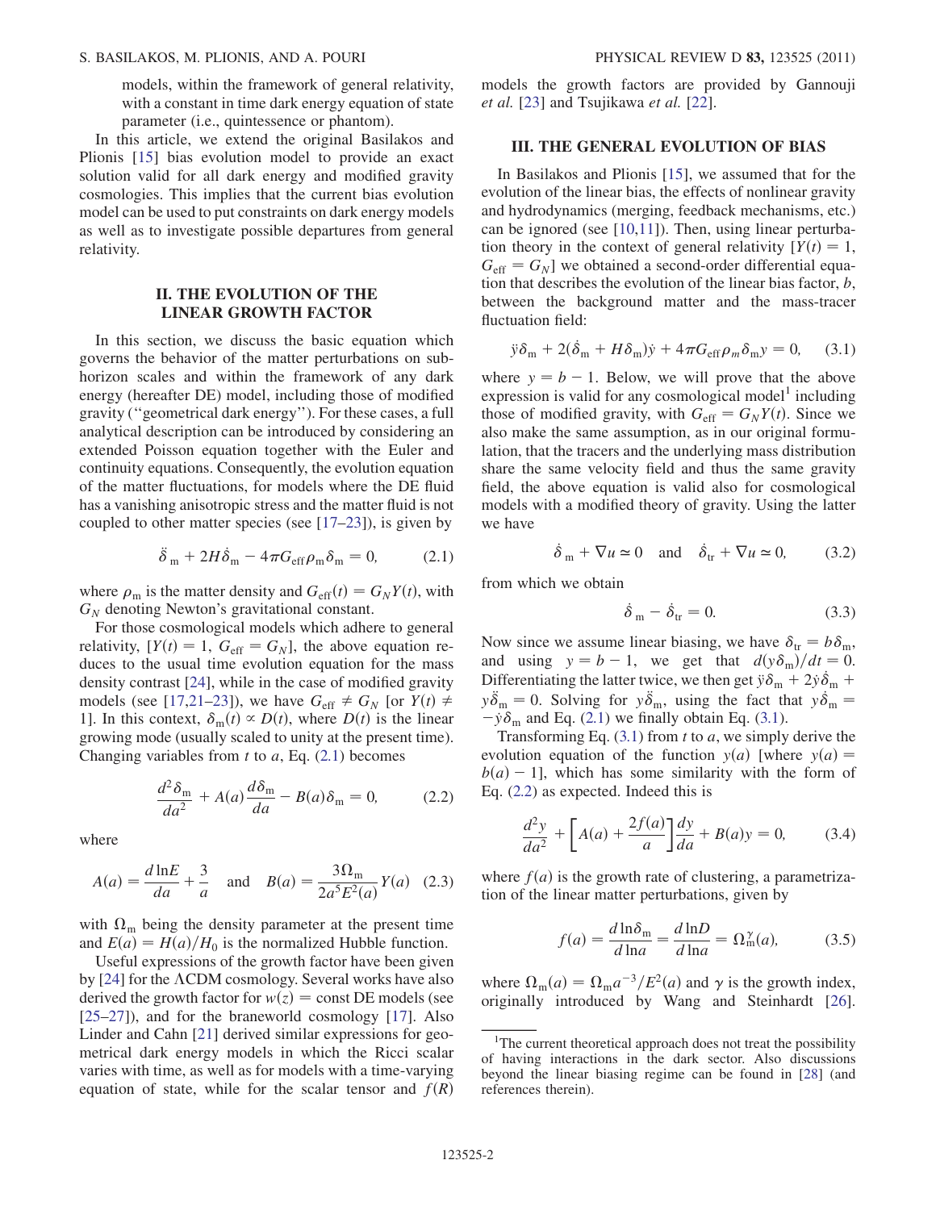models, within the framework of general relativity, with a constant in time dark energy equation of state parameter (i.e., quintessence or phantom).

In this article, we extend the original Basilakos and Plionis [15] bias evolution model to provide an exact solution valid for all dark energy and modified gravity cosmologies. This implies that the current bias evolution model can be used to put constraints on dark energy models as well as to investigate possible departures from general relativity.

## II. THE EVOLUTION OF THE LINEAR GROWTH FACTOR

In this section, we discuss the basic equation which governs the behavior of the matter perturbations on subhorizon scales and within the framework of any dark energy (hereafter DE) model, including those of modified gravity ("geometrical dark energy"). For these cases, a full analytical description can be introduced by considering an extended Poisson equation together with the Euler and continuity equations. Consequently, the evolution equation of the matter fluctuations, for models where the DE fluid has a vanishing anisotropic stress and the matter fluid is not coupled to other matter species (see [17–23]), is given by

$$\ddot{\delta}_{\rm m} + 2H\dot{\delta}_{\rm m} - 4\pi G_{\rm eff}\rho_{\rm m}\delta_{\rm m} = 0, \tag{2.1}$$

where $\rho_{\rm m}$ is the matter density and $G_{\rm eff}(t) = G_N Y(t)$, with $G_N$ denoting Newton's gravitational constant.

For those cosmological models which adhere to general relativity, $[Y(t) = 1, G_{\rm eff} = G_N]$, the above equation reduces to the usual time evolution equation for the mass density contrast [24], while in the case of modified gravity models (see [17,21–23]), we have $G_{\rm eff} \neq G_N$ [or $Y(t) \neq 1$]. In this context, $\delta_{\rm m}(t) \propto D(t)$, where $D(t)$ is the linear growing mode (usually scaled to unity at the present time). Changing variables from $t$ to $a$, Eq. (2.1) becomes

$$\frac{d^2\delta_{\rm m}}{da^2} + A(a)\frac{d\delta_{\rm m}}{da} - B(a)\delta_{\rm m} = 0, \tag{2.2}$$

where

$$A(a) = \frac{d\ln E}{da} + \frac{3}{a} \quad \text{and} \quad B(a) = \frac{3\Omega_{\rm m}}{2a^5E^2(a)}Y(a) \tag{2.3}$$

with $\Omega_{\rm m}$ being the density parameter at the present time and $E(a) = H(a)/H_0$ is the normalized Hubble function.

Useful expressions of the growth factor have been given by [24] for the $\Lambda$CDM cosmology. Several works have also derived the growth factor for $w(z) = $ const DE models (see [25–27]), and for the braneworld cosmology [17]. Also Linder and Cahn [21] derived similar expressions for geometrical dark energy models in which the Ricci scalar varies with time, as well as for models with a time-varying equation of state, while for the scalar tensor and $f(R)$ models the growth factors are provided by Gannouji *et al.* [23] and Tsujikawa *et al.* [22].

## III. THE GENERAL EVOLUTION OF BIAS

In Basilakos and Plionis [15], we assumed that for the evolution of the linear bias, the effects of nonlinear gravity and hydrodynamics (merging, feedback mechanisms, etc.) can be ignored (see [10,11]). Then, using linear perturbation theory in the context of general relativity $[Y(t) = 1, G_{\rm eff} = G_N]$ we obtained a second-order differential equation that describes the evolution of the linear bias factor, $b$, between the background matter and the mass-tracer fluctuation field:

$$\ddot{y}\delta_{\rm m} + 2(\dot{\delta}_{\rm m} + H\delta_{\rm m})\dot{y} + 4\pi G_{\rm eff}\rho_m\delta_{\rm m}y = 0, \tag{3.1}$$

where $y = b - 1$. Below, we will prove that the above expression is valid for any cosmological model[1] including those of modified gravity, with $G_{\rm eff} = G_N Y(t)$. Since we also make the same assumption, as in our original formulation, that the tracers and the underlying mass distribution share the same velocity field and thus the same gravity field, the above equation is valid also for cosmological models with a modified theory of gravity. Using the latter we have

$$\dot{\delta}_{\rm m} + \nabla u \simeq 0 \quad \text{and} \quad \dot{\delta}_{\rm tr} + \nabla u \simeq 0, \tag{3.2}$$

from which we obtain

$$\dot{\delta}_{\rm m} - \dot{\delta}_{\rm tr} = 0. \tag{3.3}$$

Now since we assume linear biasing, we have $\delta_{\rm tr} = b\delta_{\rm m}$, and using $y = b - 1$, we get that $d(y\delta_{\rm m})/dt = 0$. Differentiating the latter twice, we then get $\ddot{y}\delta_{\rm m} + 2\dot{y}\dot{\delta}_{\rm m} + y\ddot{\delta}_{\rm m} = 0$. Solving for $y\ddot{\delta}_{\rm m}$, using the fact that $y\dot{\delta}_{\rm m} = -\dot{y}\delta_{\rm m}$ and Eq. (2.1) we finally obtain Eq. (3.1).

Transforming Eq. (3.1) from $t$ to $a$, we simply derive the evolution equation of the function $y(a)$ [where $y(a) = b(a) - 1$], which has some similarity with the form of Eq. (2.2) as expected. Indeed this is

$$\frac{d^2y}{da^2} + \left[A(a) + \frac{2f(a)}{a}\right]\frac{dy}{da} + B(a)y = 0, \tag{3.4}$$

where $f(a)$ is the growth rate of clustering, a parametrization of the linear matter perturbations, given by

$$f(a) = \frac{d\ln\delta_{\rm m}}{d\ln a} = \frac{d\ln D}{d\ln a} = \Omega_{\rm m}^{\gamma}(a), \tag{3.5}$$

where $\Omega_{\rm m}(a) = \Omega_{\rm m}a^{-3}/E^2(a)$ and $\gamma$ is the growth index, originally introduced by Wang and Steinhardt [26].

[1] The current theoretical approach does not treat the possibility of having interactions in the dark sector. Also discussions beyond the linear biasing regime can be found in [28] (and references therein).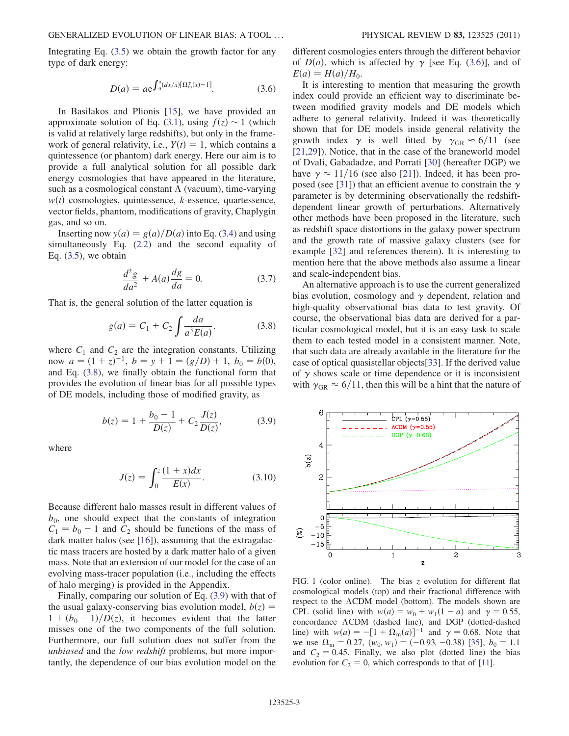Integrating Eq. (3.5) we obtain the growth factor for any type of dark energy:

$$D(a) = a e^{\int_0^a (dx/x)[\Omega_m^\gamma(x)-1]}. \tag{3.6}$$

In Basilakos and Plionis [15], we have provided an approximate solution of Eq. (3.1), using $f(z) \sim 1$ (which is valid at relatively large redshifts), but only in the framework of general relativity, i.e., $Y(t) = 1$, which contains a quintessence (or phantom) dark energy. Here our aim is to provide a full analytical solution for all possible dark energy cosmologies that have appeared in the literature, such as a cosmological constant $\Lambda$ (vacuum), time-varying $w(t)$ cosmologies, quintessence, $k$-essence, quartessence, vector fields, phantom, modifications of gravity, Chaplygin gas, and so on.

Inserting now $y(a) = g(a)/D(a)$ into Eq. (3.4) and using simultaneously Eq. (2.2) and the second equality of Eq. (3.5), we obtain

$$\frac{d^2 g}{da^2} + A(a)\frac{dg}{da} = 0. \tag{3.7}$$

That is, the general solution of the latter equation is

$$g(a) = C_1 + C_2 \int \frac{da}{a^3 E(a)}, \tag{3.8}$$

where $C_1$ and $C_2$ are the integration constants. Utilizing now $a = (1+z)^{-1}$, $b = y + 1 = (g/D) + 1$, $b_0 = b(0)$, and Eq. (3.8), we finally obtain the functional form that provides the evolution of linear bias for all possible types of DE models, including those of modified gravity, as

$$b(z) = 1 + \frac{b_0 - 1}{D(z)} + C_2 \frac{J(z)}{D(z)}, \tag{3.9}$$

where

$$J(z) = \int_0^z \frac{(1+x)dx}{E(x)}. \tag{3.10}$$

Because different halo masses result in different values of $b_0$, one should expect that the constants of integration $C_1 = b_0 - 1$ and $C_2$ should be functions of the mass of dark matter halos (see [16]), assuming that the extragalactic mass tracers are hosted by a dark matter halo of a given mass. Note that an extension of our model for the case of an evolving mass-tracer population (i.e., including the effects of halo merging) is provided in the Appendix.

Finally, comparing our solution of Eq. (3.9) with that of the usual galaxy-conserving bias evolution model, $b(z) = 1 + (b_0 - 1)/D(z)$, it becomes evident that the latter misses one of the two components of the full solution. Furthermore, our full solution does not suffer from the *unbiased* and the *low redshift* problems, but more importantly, the dependence of our bias evolution model on the different cosmologies enters through the different behavior of $D(a)$, which is affected by $\gamma$ [see Eq. (3.6)], and of $E(a) = H(a)/H_0$.

It is interesting to mention that measuring the growth index could provide an efficient way to discriminate between modified gravity models and DE models which adhere to general relativity. Indeed it was theoretically shown that for DE models inside general relativity the growth index $\gamma$ is well fitted by $\gamma_{GR} \approx 6/11$ (see [21,29]). Notice, that in the case of the braneworld model of Dvali, Gabadadze, and Porrati [30] (hereafter DGP) we have $\gamma \approx 11/16$ (see also [21]). Indeed, it has been proposed (see [31]) that an efficient avenue to constrain the $\gamma$ parameter is by determining observationally the redshift-dependent linear growth of perturbations. Alternatively other methods have been proposed in the literature, such as redshift space distortions in the galaxy power spectrum and the growth rate of massive galaxy clusters (see for example [32] and references therein). It is interesting to mention here that the above methods also assume a linear and scale-independent bias.

An alternative approach is to use the current generalized bias evolution, cosmology and $\gamma$ dependent, relation and high-quality observational bias data to test gravity. Of course, the observational bias data are derived for a particular cosmological model, but it is an easy task to scale them to each tested model in a consistent manner. Note, that such data are already available in the literature for the case of optical quasistellar objects[33]. If the derived value of $\gamma$ shows scale or time dependence or it is inconsistent with $\gamma_{GR} \approx 6/11$, then this will be a hint that the nature of

FIG. 1 (color online). The bias $z$ evolution for different flat cosmological models (top) and their fractional difference with respect to the $\Lambda$CDM model (bottom). The models shown are CPL (solid line) with $w(a) = w_0 + w_1(1-a)$ and $\gamma = 0.55$, concordance $\Lambda$CDM (dashed line), and DGP (dotted-dashed line) with $w(a) = -[1 + \Omega_m(a)]^{-1}$ and $\gamma = 0.68$. Note that we use $\Omega_m = 0.27$, $(w_0, w_1) = (-0.93, -0.38)$ [35], $b_0 = 1.1$ and $C_2 = 0.45$. Finally, we also plot (dotted line) the bias evolution for $C_2 = 0$, which corresponds to that of [11].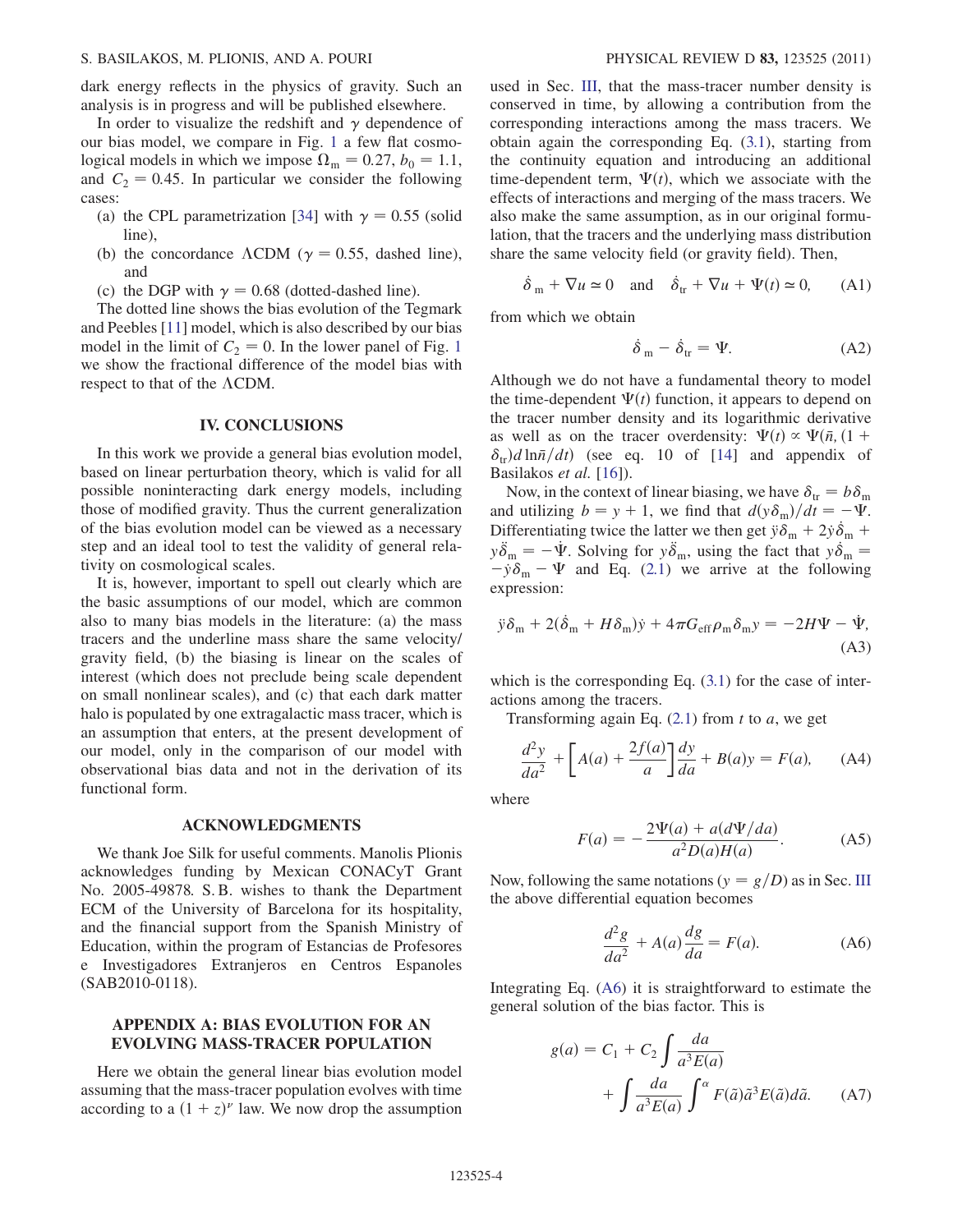dark energy reflects in the physics of gravity. Such an analysis is in progress and will be published elsewhere.

In order to visualize the redshift and $\gamma$ dependence of our bias model, we compare in Fig. 1 a few flat cosmological models in which we impose $\Omega_m = 0.27$, $b_0 = 1.1$, and $C_2 = 0.45$. In particular we consider the following cases:

(a) the CPL parametrization [34] with $\gamma = 0.55$ (solid line),

(b) the concordance $\Lambda$CDM ($\gamma = 0.55$, dashed line), and

(c) the DGP with $\gamma = 0.68$ (dotted-dashed line).

The dotted line shows the bias evolution of the Tegmark and Peebles [11] model, which is also described by our bias model in the limit of $C_2 = 0$. In the lower panel of Fig. 1 we show the fractional difference of the model bias with respect to that of the $\Lambda$CDM.

## IV. CONCLUSIONS

In this work we provide a general bias evolution model, based on linear perturbation theory, which is valid for all possible noninteracting dark energy models, including those of modified gravity. Thus the current generalization of the bias evolution model can be viewed as a necessary step and an ideal tool to test the validity of general relativity on cosmological scales.

It is, however, important to spell out clearly which are the basic assumptions of our model, which are common also to many bias models in the literature: (a) the mass tracers and the underline mass share the same velocity/gravity field, (b) the biasing is linear on the scales of interest (which does not preclude being scale dependent on small nonlinear scales), and (c) that each dark matter halo is populated by one extragalactic mass tracer, which is an assumption that enters, at the present development of our model, only in the comparison of our model with observational bias data and not in the derivation of its functional form.

## ACKNOWLEDGMENTS

We thank Joe Silk for useful comments. Manolis Plionis acknowledges funding by Mexican CONACyT Grant No. 2005-49878. S. B. wishes to thank the Department ECM of the University of Barcelona for its hospitality, and the financial support from the Spanish Ministry of Education, within the program of Estancias de Profesores e Investigadores Extranjeros en Centros Espanoles (SAB2010-0118).

## APPENDIX A: BIAS EVOLUTION FOR AN EVOLVING MASS-TRACER POPULATION

Here we obtain the general linear bias evolution model assuming that the mass-tracer population evolves with time according to a $(1+z)^{\nu}$ law. We now drop the assumption used in Sec. III, that the mass-tracer number density is conserved in time, by allowing a contribution from the corresponding interactions among the mass tracers. We obtain again the corresponding Eq. (3.1), starting from the continuity equation and introducing an additional time-dependent term, $\Psi(t)$, which we associate with the effects of interactions and merging of the mass tracers. We also make the same assumption, as in our original formulation, that the tracers and the underlying mass distribution share the same velocity field (or gravity field). Then,

$$\dot{\delta}_{\rm m} + \nabla u \simeq 0 \quad \text{and} \quad \dot{\delta}_{\rm tr} + \nabla u + \Psi(t) \simeq 0, \tag{A1}$$

from which we obtain

$$\dot{\delta}_{\rm m} - \dot{\delta}_{\rm tr} = \Psi. \tag{A2}$$

Although we do not have a fundamental theory to model the time-dependent $\Psi(t)$ function, it appears to depend on the tracer number density and its logarithmic derivative as well as on the tracer overdensity: $\Psi(t) \propto \Psi(\bar{n}, (1+\delta_{\rm tr})d\ln\bar{n}/dt)$ (see eq. 10 of [14] and appendix of Basilakos *et al.* [16]).

Now, in the context of linear biasing, we have $\delta_{\rm tr} = b\delta_{\rm m}$ and utilizing $b = y + 1$, we find that $d(y\delta_{\rm m})/dt = -\Psi$. Differentiating twice the latter we then get $\ddot{y}\delta_{\rm m} + 2\dot{y}\dot{\delta}_{\rm m} + y\ddot{\delta}_{\rm m} = -\dot{\Psi}$. Solving for $y\ddot{\delta}_{\rm m}$, using the fact that $y\dot{\delta}_{\rm m} = -\dot{y}\delta_{\rm m} - \Psi$ and Eq. (2.1) we arrive at the following expression:

$$\ddot{y}\delta_{\rm m} + 2(\dot{\delta}_{\rm m} + H\delta_{\rm m})\dot{y} + 4\pi G_{\rm eff}\rho_{\rm m}\delta_{\rm m} y = -2H\Psi - \dot{\Psi}, \tag{A3}$$

which is the corresponding Eq. (3.1) for the case of interactions among the tracers.

Transforming again Eq. (2.1) from $t$ to $a$, we get

$$\frac{d^2 y}{da^2} + \left[A(a) + \frac{2f(a)}{a}\right]\frac{dy}{da} + B(a)y = F(a), \tag{A4}$$

where

$$F(a) = -\frac{2\Psi(a) + a(d\Psi/da)}{a^2 D(a) H(a)}. \tag{A5}$$

Now, following the same notations ($y = g/D$) as in Sec. III the above differential equation becomes

$$\frac{d^2 g}{da^2} + A(a)\frac{dg}{da} = F(a). \tag{A6}$$

Integrating Eq. (A6) it is straightforward to estimate the general solution of the bias factor. This is

$$g(a) = C_1 + C_2 \int \frac{da}{a^3 E(a)} + \int \frac{da}{a^3 E(a)} \int^{\alpha} F(\tilde{a})\tilde{a}^3 E(\tilde{a}) d\tilde{a}. \tag{A7}$$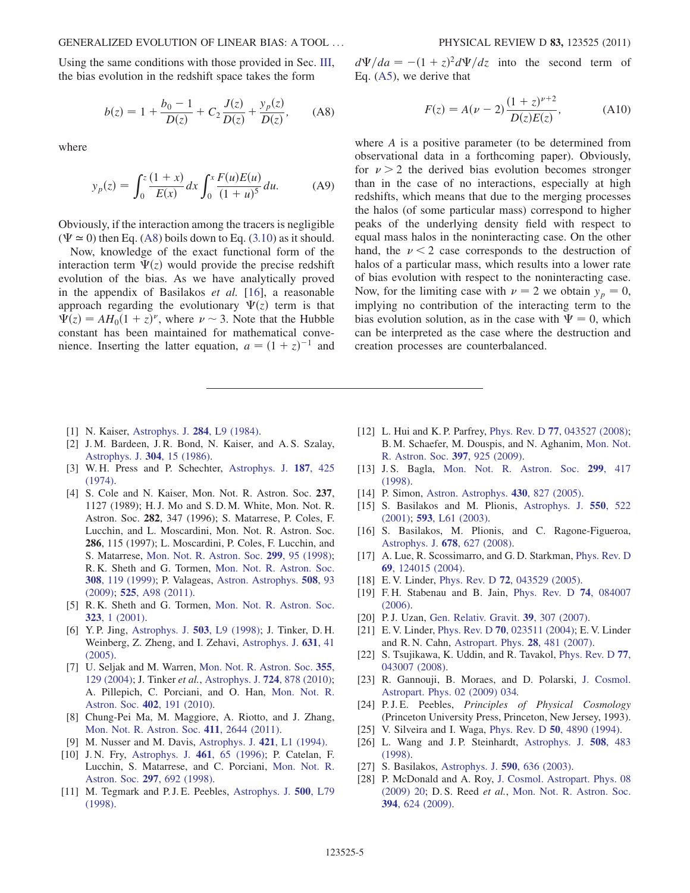Using the same conditions with those provided in Sec. III, the bias evolution in the redshift space takes the form

$$b(z) = 1 + \frac{b_0 - 1}{D(z)} + C_2 \frac{J(z)}{D(z)} + \frac{y_p(z)}{D(z)}, \tag{A8}$$

where

$$y_p(z) = \int_0^z \frac{(1+x)}{E(x)} dx \int_0^x \frac{F(u)E(u)}{(1+u)^5} du. \tag{A9}$$

Obviously, if the interaction among the tracers is negligible ($\Psi \simeq 0$) then Eq. (A8) boils down to Eq. (3.10) as it should.

Now, knowledge of the exact functional form of the interaction term $\Psi(z)$ would provide the precise redshift evolution of the bias. As we have analytically proved in the appendix of Basilakos *et al.* [16], a reasonable approach regarding the evolutionary $\Psi(z)$ term is that $\Psi(z) = AH_0(1+z)^\nu$, where $\nu \sim 3$. Note that the Hubble constant has been maintained for mathematical convenience. Inserting the latter equation, $a = (1+z)^{-1}$ and $d\Psi/da = -(1+z)^2 d\Psi/dz$ into the second term of Eq. (A5), we derive that

$$F(z) = A(\nu - 2)\frac{(1+z)^{\nu+2}}{D(z)E(z)}, \tag{A10}$$

where $A$ is a positive parameter (to be determined from observational data in a forthcoming paper). Obviously, for $\nu > 2$ the derived bias evolution becomes stronger than in the case of no interactions, especially at high redshifts, which means that due to the merging processes the halos (of some particular mass) correspond to higher peaks of the underlying density field with respect to equal mass halos in the noninteracting case. On the other hand, the $\nu < 2$ case corresponds to the destruction of halos of a particular mass, which results into a lower rate of bias evolution with respect to the noninteracting case. Now, for the limiting case with $\nu = 2$ we obtain $y_p = 0$, implying no contribution of the interacting term to the bias evolution solution, as in the case with $\Psi = 0$, which can be interpreted as the case where the destruction and creation processes are counterbalanced.

---

[1] N. Kaiser, Astrophys. J. **284**, L9 (1984).

[2] J. M. Bardeen, J. R. Bond, N. Kaiser, and A. S. Szalay, Astrophys. J. **304**, 15 (1986).

[3] W. H. Press and P. Schechter, Astrophys. J. **187**, 425 (1974).

[4] S. Cole and N. Kaiser, Mon. Not. R. Astron. Soc. **237**, 1127 (1989); H. J. Mo and S. D. M. White, Mon. Not. R. Astron. Soc. **282**, 347 (1996); S. Matarrese, P. Coles, F. Lucchin, and L. Moscardini, Mon. Not. R. Astron. Soc. **286**, 115 (1997); L. Moscardini, P. Coles, F. Lucchin, and S. Matarrese, Mon. Not. R. Astron. Soc. **299**, 95 (1998); R. K. Sheth and G. Tormen, Mon. Not. R. Astron. Soc. **308**, 119 (1999); P. Valageas, Astron. Astrophys. **508**, 93 (2009); **525**, A98 (2011).

[5] R. K. Sheth and G. Tormen, Mon. Not. R. Astron. Soc. **323**, 1 (2001).

[6] Y. P. Jing, Astrophys. J. **503**, L9 (1998); J. Tinker, D. H. Weinberg, Z. Zheng, and I. Zehavi, Astrophys. J. **631**, 41 (2005).

[7] U. Seljak and M. Warren, Mon. Not. R. Astron. Soc. **355**, 129 (2004); J. Tinker *et al.*, Astrophys. J. **724**, 878 (2010); A. Pillepich, C. Porciani, and O. Han, Mon. Not. R. Astron. Soc. **402**, 191 (2010).

[8] Chung-Pei Ma, M. Maggiore, A. Riotto, and J. Zhang, Mon. Not. R. Astron. Soc. **411**, 2644 (2011).

[9] M. Nusser and M. Davis, Astrophys. J. **421**, L1 (1994).

[10] J. N. Fry, Astrophys. J. **461**, 65 (1996); P. Catelan, F. Lucchin, S. Matarrese, and C. Porciani, Mon. Not. R. Astron. Soc. **297**, 692 (1998).

[11] M. Tegmark and P. J. E. Peebles, Astrophys. J. **500**, L79 (1998).

[12] L. Hui and K. P. Parfrey, Phys. Rev. D **77**, 043527 (2008); B. M. Schaefer, M. Douspis, and N. Aghanim, Mon. Not. R. Astron. Soc. **397**, 925 (2009).

[13] J. S. Bagla, Mon. Not. R. Astron. Soc. **299**, 417 (1998).

[14] P. Simon, Astron. Astrophys. **430**, 827 (2005).

[15] S. Basilakos and M. Plionis, Astrophys. J. **550**, 522 (2001); **593**, L61 (2003).

[16] S. Basilakos, M. Plionis, and C. Ragone-Figueroa, Astrophys. J. **678**, 627 (2008).

[17] A. Lue, R. Scossimarro, and G. D. Starkman, Phys. Rev. D **69**, 124015 (2004).

[18] E. V. Linder, Phys. Rev. D **72**, 043529 (2005).

[19] F. H. Stabenau and B. Jain, Phys. Rev. D **74**, 084007 (2006).

[20] P. J. Uzan, Gen. Relativ. Gravit. **39**, 307 (2007).

[21] E. V. Linder, Phys. Rev. D **70**, 023511 (2004); E. V. Linder and R. N. Cahn, Astropart. Phys. **28**, 481 (2007).

[22] S. Tsujikawa, K. Uddin, and R. Tavakol, Phys. Rev. D **77**, 043007 (2008).

[23] R. Gannouji, B. Moraes, and D. Polarski, J. Cosmol. Astropart. Phys. 02 (2009) 034.

[24] P. J. E. Peebles, *Principles of Physical Cosmology* (Princeton University Press, Princeton, New Jersey, 1993).

[25] V. Silveira and I. Waga, Phys. Rev. D **50**, 4890 (1994).

[26] L. Wang and J. P. Steinhardt, Astrophys. J. **508**, 483 (1998).

[27] S. Basilakos, Astrophys. J. **590**, 636 (2003).

[28] P. McDonald and A. Roy, J. Cosmol. Astropart. Phys. 08 (2009) 20; D. S. Reed *et al.*, Mon. Not. R. Astron. Soc. **394**, 624 (2009).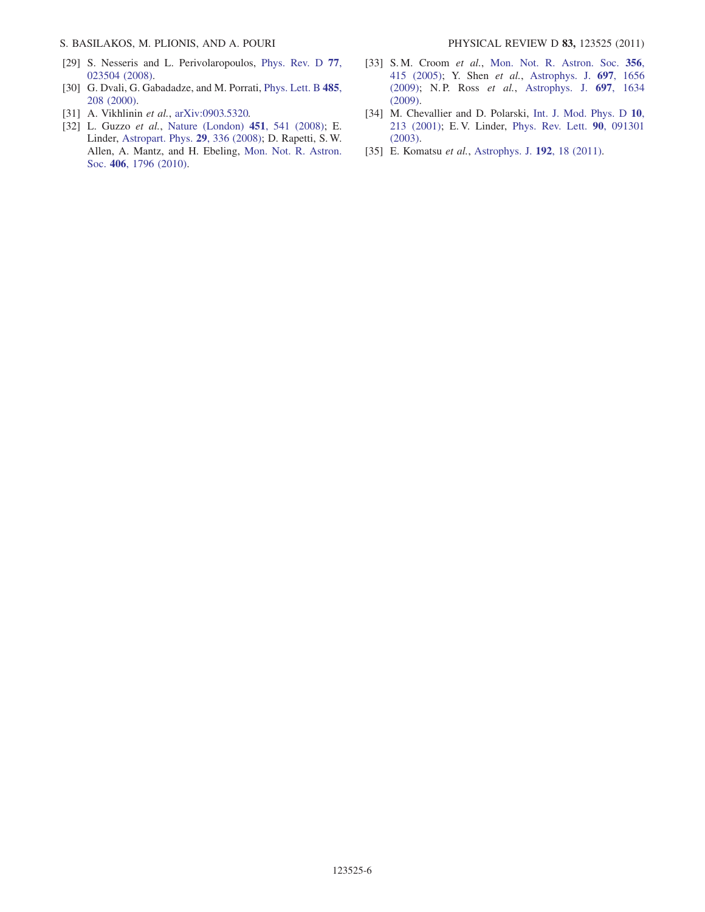[29] S. Nesseris and L. Perivolaropoulos, Phys. Rev. D **77**, 023504 (2008).

[30] G. Dvali, G. Gabadadze, and M. Porrati, Phys. Lett. B **485**, 208 (2000).

[31] A. Vikhlinin *et al.*, arXiv:0903.5320.

[32] L. Guzzo *et al.*, Nature (London) **451**, 541 (2008); E. Linder, Astropart. Phys. **29**, 336 (2008); D. Rapetti, S. W. Allen, A. Mantz, and H. Ebeling, Mon. Not. R. Astron. Soc. **406**, 1796 (2010).

[33] S. M. Croom *et al.*, Mon. Not. R. Astron. Soc. **356**, 415 (2005); Y. Shen *et al.*, Astrophys. J. **697**, 1656 (2009); N. P. Ross *et al.*, Astrophys. J. **697**, 1634 (2009).

[34] M. Chevallier and D. Polarski, Int. J. Mod. Phys. D **10**, 213 (2001); E. V. Linder, Phys. Rev. Lett. **90**, 091301 (2003).

[35] E. Komatsu *et al.*, Astrophys. J. **192**, 18 (2011).